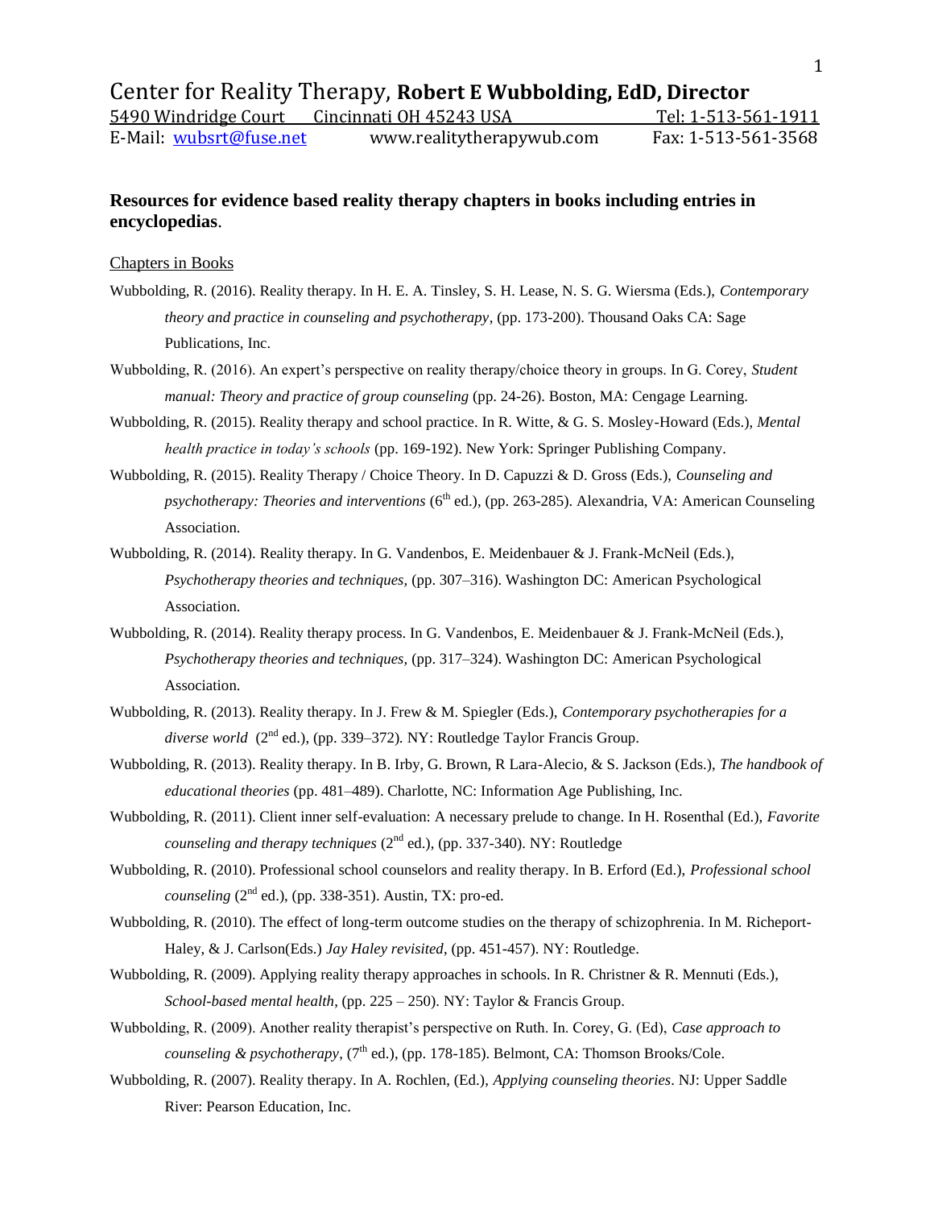Center for Reality Therapy, **Robert E Wubbolding, EdD, Director**

5490 Windridge Court     Cincinnati OH 45243 USA     Tel: 1-513-561-1911

E-Mail: wubsrt@fuse.net     www.realitytherapywub.com     Fax: 1-513-561-3568

**Resources for evidence based reality therapy chapters in books including entries in encyclopedias**.

Chapters in Books

Wubbolding, R. (2016). Reality therapy. In H. E. A. Tinsley, S. H. Lease, N. S. G. Wiersma (Eds.), *Contemporary theory and practice in counseling and psychotherapy*, (pp. 173-200). Thousand Oaks CA: Sage Publications, Inc.

Wubbolding, R. (2016). An expert's perspective on reality therapy/choice theory in groups. In G. Corey, *Student manual: Theory and practice of group counseling* (pp. 24-26). Boston, MA: Cengage Learning.

Wubbolding, R. (2015). Reality therapy and school practice. In R. Witte, & G. S. Mosley-Howard (Eds.), *Mental health practice in today's schools* (pp. 169-192). New York: Springer Publishing Company.

Wubbolding, R. (2015). Reality Therapy / Choice Theory. In D. Capuzzi & D. Gross (Eds.), *Counseling and psychotherapy: Theories and interventions* (6th ed.), (pp. 263-285). Alexandria, VA: American Counseling Association.

Wubbolding, R. (2014). Reality therapy. In G. Vandenbos, E. Meidenbauer & J. Frank-McNeil (Eds.), *Psychotherapy theories and techniques,* (pp. 307–316). Washington DC: American Psychological Association.

Wubbolding, R. (2014). Reality therapy process. In G. Vandenbos, E. Meidenbauer & J. Frank-McNeil (Eds.), *Psychotherapy theories and techniques,* (pp. 317–324). Washington DC: American Psychological Association.

Wubbolding, R. (2013). Reality therapy. In J. Frew & M. Spiegler (Eds.), *Contemporary psychotherapies for a diverse world* (2nd ed.), (pp. 339–372). NY: Routledge Taylor Francis Group.

Wubbolding, R. (2013). Reality therapy. In B. Irby, G. Brown, R Lara-Alecio, & S. Jackson (Eds.), *The handbook of educational theories* (pp. 481–489). Charlotte, NC: Information Age Publishing, Inc.

Wubbolding, R. (2011). Client inner self-evaluation: A necessary prelude to change. In H. Rosenthal (Ed.), *Favorite counseling and therapy techniques* (2nd ed.), (pp. 337-340). NY: Routledge

Wubbolding, R. (2010). Professional school counselors and reality therapy. In B. Erford (Ed.), *Professional school counseling* (2nd ed.), (pp. 338-351). Austin, TX: pro-ed.

Wubbolding, R. (2010). The effect of long-term outcome studies on the therapy of schizophrenia. In M. Richeport-Haley, & J. Carlson(Eds.) *Jay Haley revisited*, (pp. 451-457). NY: Routledge.

Wubbolding, R. (2009). Applying reality therapy approaches in schools. In R. Christner & R. Mennuti (Eds.), *School-based mental health*, (pp. 225 – 250). NY: Taylor & Francis Group.

Wubbolding, R. (2009). Another reality therapist's perspective on Ruth. In. Corey, G. (Ed), *Case approach to counseling & psychotherapy*, (7th ed.), (pp. 178-185). Belmont, CA: Thomson Brooks/Cole.

Wubbolding, R. (2007). Reality therapy. In A. Rochlen, (Ed.), *Applying counseling theories*. NJ: Upper Saddle River: Pearson Education, Inc.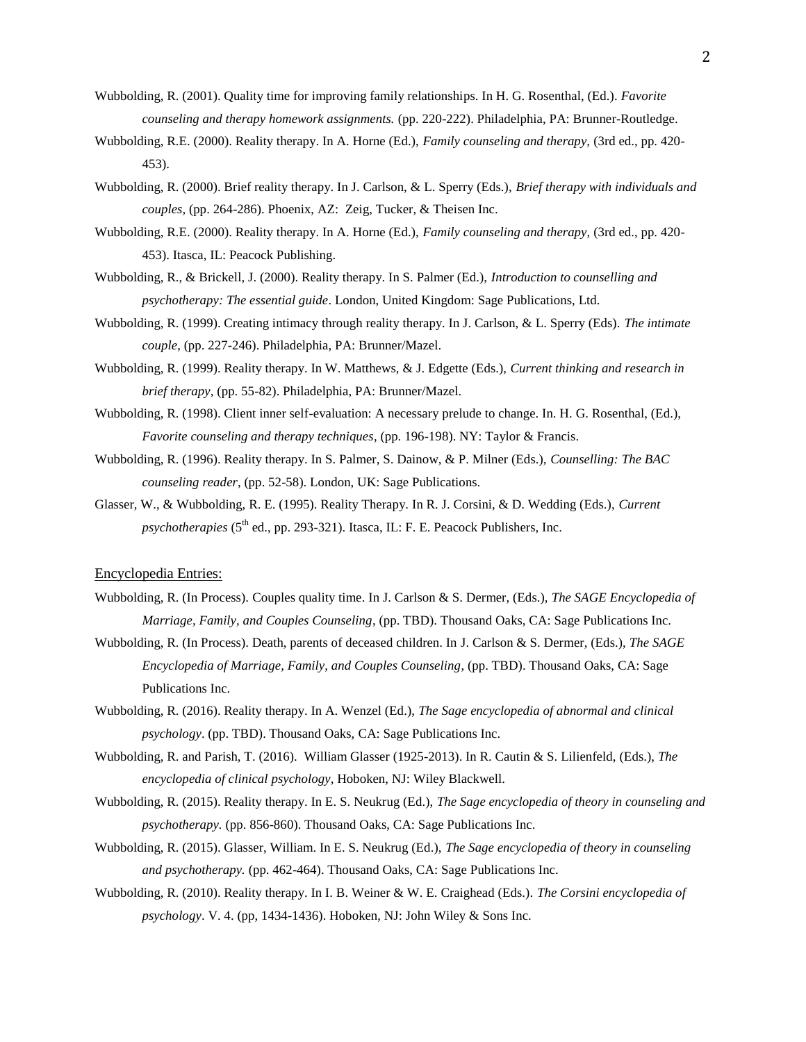Wubbolding, R. (2001). Quality time for improving family relationships. In H. G. Rosenthal, (Ed.). *Favorite counseling and therapy homework assignments.* (pp. 220-222). Philadelphia, PA: Brunner-Routledge.

Wubbolding, R.E. (2000). Reality therapy. In A. Horne (Ed.), *Family counseling and therapy,* (3rd ed., pp. 420-453).

Wubbolding, R. (2000). Brief reality therapy. In J. Carlson, & L. Sperry (Eds.), *Brief therapy with individuals and couples*, (pp. 264-286). Phoenix, AZ: Zeig, Tucker, & Theisen Inc.

Wubbolding, R.E. (2000). Reality therapy. In A. Horne (Ed.), *Family counseling and therapy,* (3rd ed., pp. 420-453). Itasca, IL: Peacock Publishing.

Wubbolding, R., & Brickell, J. (2000). Reality therapy. In S. Palmer (Ed.), *Introduction to counselling and psychotherapy: The essential guide*. London, United Kingdom: Sage Publications, Ltd.

Wubbolding, R. (1999). Creating intimacy through reality therapy. In J. Carlson, & L. Sperry (Eds). *The intimate couple*, (pp. 227-246). Philadelphia, PA: Brunner/Mazel.

Wubbolding, R. (1999). Reality therapy. In W. Matthews, & J. Edgette (Eds.), *Current thinking and research in brief therapy*, (pp. 55-82). Philadelphia, PA: Brunner/Mazel.

Wubbolding, R. (1998). Client inner self-evaluation: A necessary prelude to change. In. H. G. Rosenthal, (Ed.), *Favorite counseling and therapy techniques*, (pp. 196-198). NY: Taylor & Francis.

Wubbolding, R. (1996). Reality therapy. In S. Palmer, S. Dainow, & P. Milner (Eds.), *Counselling: The BAC counseling reader*, (pp. 52-58). London, UK: Sage Publications.

Glasser, W., & Wubbolding, R. E. (1995). Reality Therapy. In R. J. Corsini, & D. Wedding (Eds.), *Current psychotherapies* (5th ed., pp. 293-321). Itasca, IL: F. E. Peacock Publishers, Inc.

Encyclopedia Entries:

Wubbolding, R. (In Process). Couples quality time. In J. Carlson & S. Dermer, (Eds.), *The SAGE Encyclopedia of Marriage, Family, and Couples Counseling*, (pp. TBD). Thousand Oaks, CA: Sage Publications Inc.

Wubbolding, R. (In Process). Death, parents of deceased children. In J. Carlson & S. Dermer, (Eds.), *The SAGE Encyclopedia of Marriage, Family, and Couples Counseling*, (pp. TBD). Thousand Oaks, CA: Sage Publications Inc.

Wubbolding, R. (2016). Reality therapy. In A. Wenzel (Ed.), *The Sage encyclopedia of abnormal and clinical psychology*. (pp. TBD). Thousand Oaks, CA: Sage Publications Inc.

Wubbolding, R. and Parish, T. (2016). William Glasser (1925-2013). In R. Cautin & S. Lilienfeld, (Eds.), *The encyclopedia of clinical psychology*, Hoboken, NJ: Wiley Blackwell.

Wubbolding, R. (2015). Reality therapy. In E. S. Neukrug (Ed.), *The Sage encyclopedia of theory in counseling and psychotherapy*. (pp. 856-860). Thousand Oaks, CA: Sage Publications Inc.

Wubbolding, R. (2015). Glasser, William. In E. S. Neukrug (Ed.), *The Sage encyclopedia of theory in counseling and psychotherapy.* (pp. 462-464). Thousand Oaks, CA: Sage Publications Inc.

Wubbolding, R. (2010). Reality therapy. In I. B. Weiner & W. E. Craighead (Eds.). *The Corsini encyclopedia of psychology*. V. 4. (pp, 1434-1436). Hoboken, NJ: John Wiley & Sons Inc.